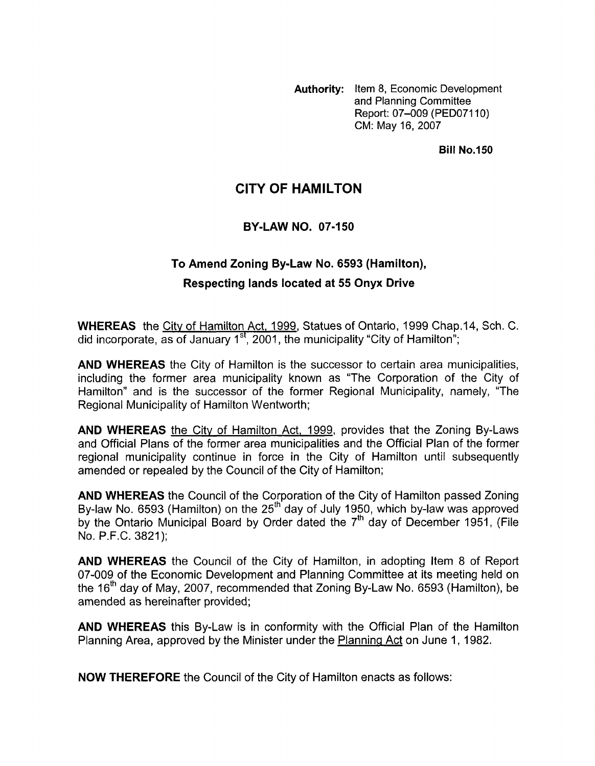**Authority:** Item 8, Economic Development and Planning Committee Report: 07–009 (PED07110) CM: May 16, 2007

**Bill No.150**

# CITY OF HAMILTON

## BY-LAW NO. 07-150

## To Amend Zoning By-Law No. 6593 (Hamilton), Respecting lands located at 55 Onyx Drive

**WHEREAS** the City of Hamilton Act, 1999, Statues of Ontario, 1999 Chap.14, Sch. C. did incorporate, as of January 1st, 2001, the municipality "City of Hamilton";

**AND WHEREAS** the City of Hamilton is the successor to certain area municipalities, including the former area municipality known as "The Corporation of the City of Hamilton" and is the successor of the former Regional Municipality, namely, "The Regional Municipality of Hamilton Wentworth;

**AND WHEREAS** the City of Hamilton Act, 1999, provides that the Zoning By-Laws and Official Plans of the former area municipalities and the Official Plan of the former regional municipality continue in force in the City of Hamilton until subsequently amended or repealed by the Council of the City of Hamilton;

**AND WHEREAS** the Council of the Corporation of the City of Hamilton passed Zoning By-law No. 6593 (Hamilton) on the 25th day of July 1950, which by-law was approved by the Ontario Municipal Board by Order dated the 7th day of December 1951, (File No. P.F.C. 3821);

**AND WHEREAS** the Council of the City of Hamilton, in adopting Item 8 of Report 07-009 of the Economic Development and Planning Committee at its meeting held on the 16th day of May, 2007, recommended that Zoning By-Law No. 6593 (Hamilton), be amended as hereinafter provided;

**AND WHEREAS** this By-Law is in conformity with the Official Plan of the Hamilton Planning Area, approved by the Minister under the Planning Act on June 1, 1982.

**NOW THEREFORE** the Council of the City of Hamilton enacts as follows: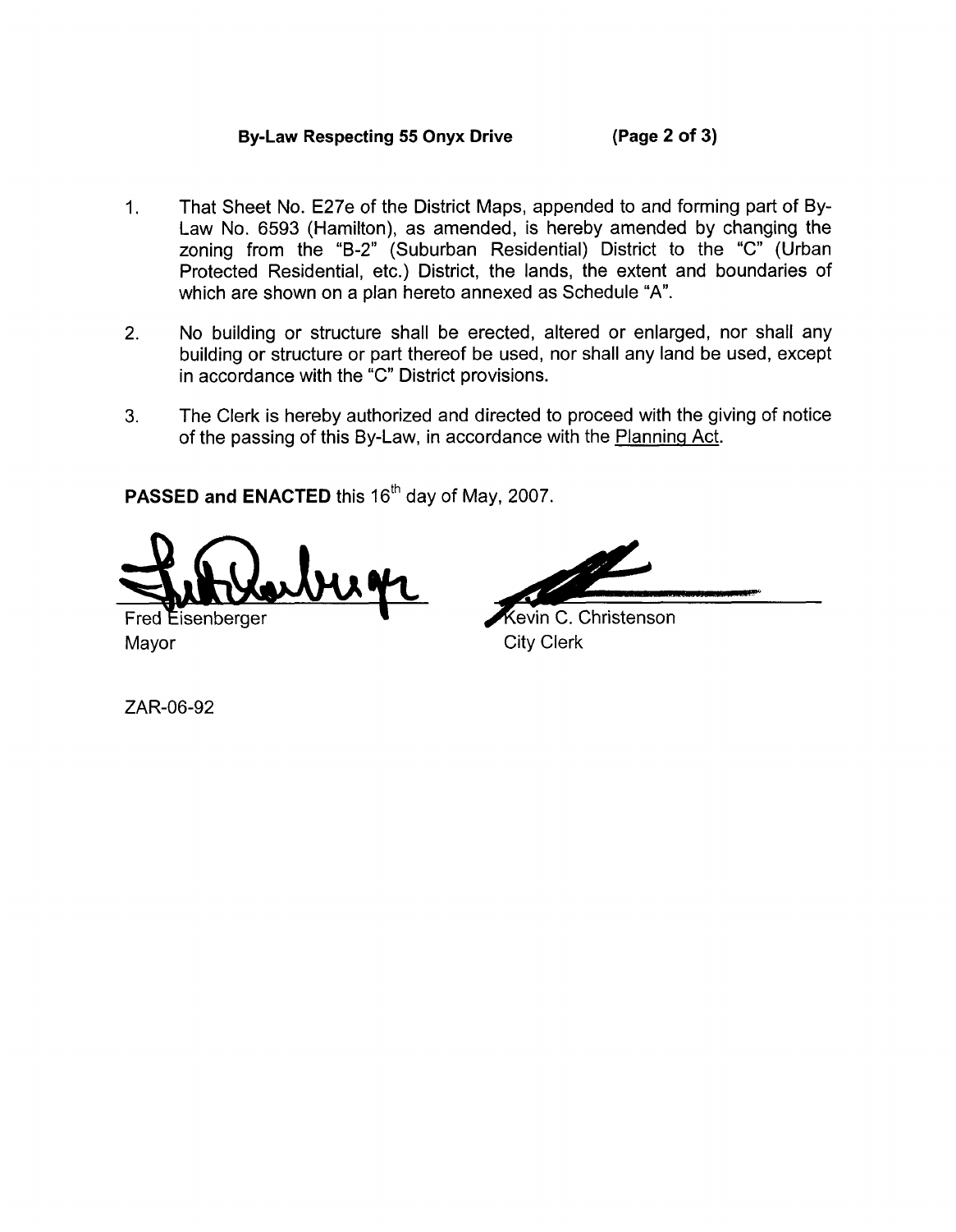1. That Sheet No. E27e of the District Maps, appended to and forming part of By-Law No. 6593 (Hamilton), as amended, is hereby amended by changing the zoning from the "B-2" (Suburban Residential) District to the "C" (Urban Protected Residential, etc.) District, the lands, the extent and boundaries of which are shown on a plan hereto annexed as Schedule "A".

2. No building or structure shall be erected, altered or enlarged, nor shall any building or structure or part thereof be used, nor shall any land be used, except in accordance with the "C" District provisions.

3. The Clerk is hereby authorized and directed to proceed with the giving of notice of the passing of this By-Law, in accordance with the Planning Act.

**PASSED and ENACTED** this 16th day of May, 2007.

Fred Eisenberger
Mayor

Kevin C. Christenson
City Clerk

ZAR-06-92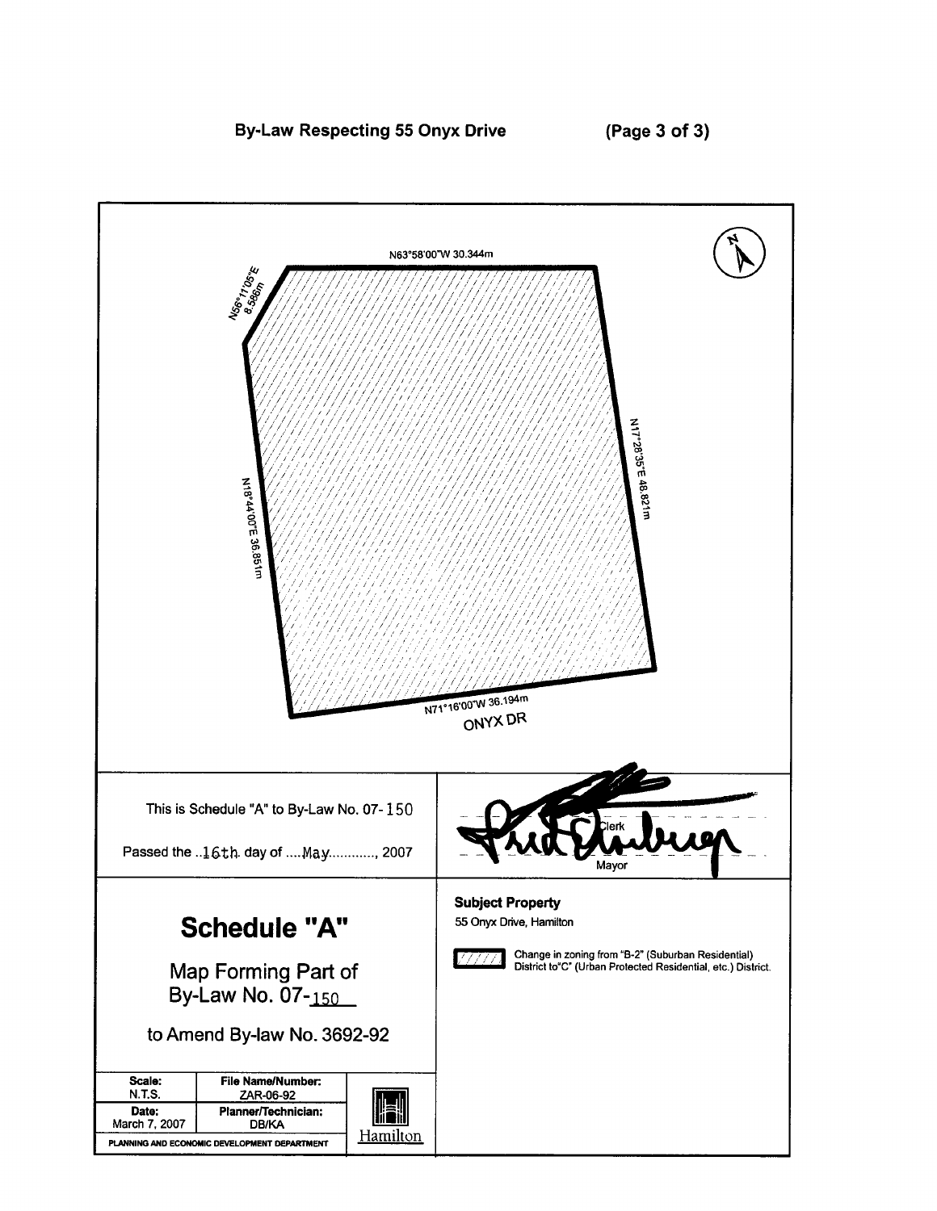By-Law Respecting 55 Onyx Drive (Page 3 of 3)

N63°58'00"W 30.344m

N56°11'05"E 8.586m

N17°28'35"E 48.821m

N18°44'00"E 36.851m

N71°16'00"W 36.194m

ONYX DR

This is Schedule "A" to By-Law No. 07-150

Passed the ..16th day of ....May............, 2007

Clerk

Mayor

# Schedule "A"

Map Forming Part of By-Law No. 07-150

to Amend By-law No. 3692-92

**Subject Property**

55 Onyx Drive, Hamilton

Change in zoning from "B-2" (Suburban Residential) District to "C" (Urban Protected Residential, etc.) District.

| | |
|---|---|
| **Scale:** N.T.S. | **File Name/Number:** ZAR-06-92 |
| **Date:** March 7, 2007 | **Planner/Technician:** DB/KA |

PLANNING AND ECONOMIC DEVELOPMENT DEPARTMENT

Hamilton